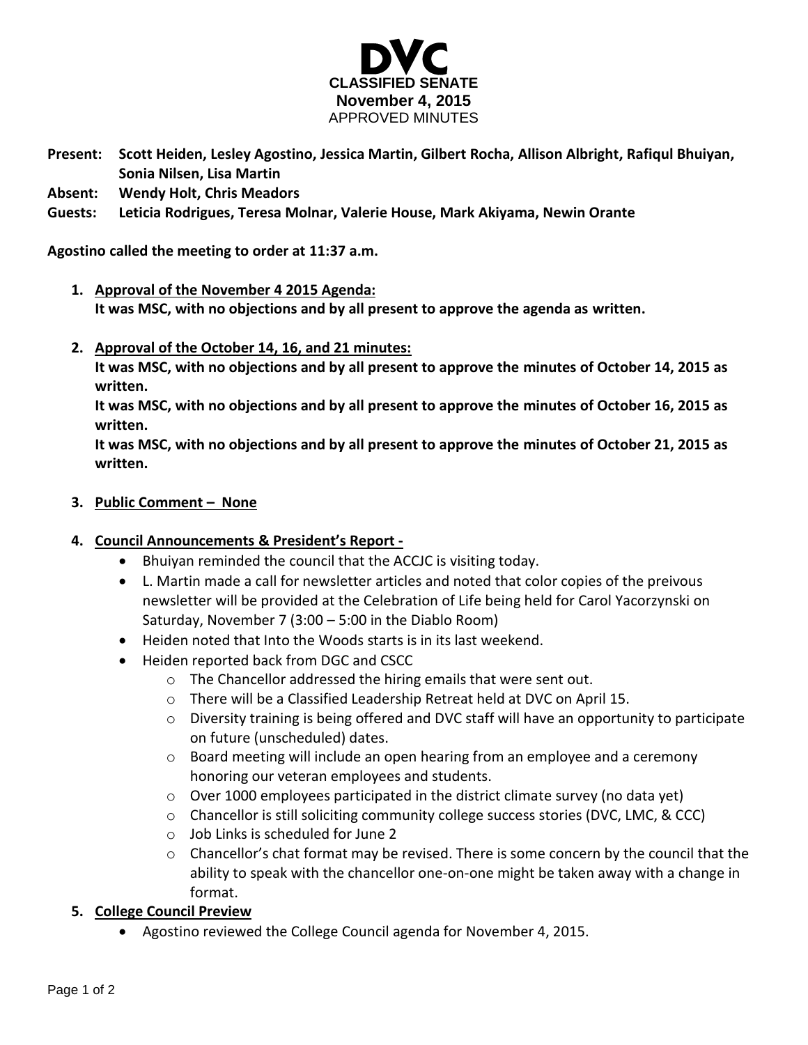# DVC

**CLASSIFIED SENATE**
**November 4, 2015**
APPROVED MINUTES

**Present:** **Scott Heiden, Lesley Agostino, Jessica Martin, Gilbert Rocha, Allison Albright, Rafiqul Bhuiyan, Sonia Nilsen, Lisa Martin**
**Absent:** **Wendy Holt, Chris Meadors**
**Guests:** **Leticia Rodrigues, Teresa Molnar, Valerie House, Mark Akiyama, Newin Orante**

**Agostino called the meeting to order at 11:37 a.m.**

1. **Approval of the November 4 2015 Agenda:**
   **It was MSC, with no objections and by all present to approve the agenda as written.**

2. **Approval of the October 14, 16, and 21 minutes:**
   **It was MSC, with no objections and by all present to approve the minutes of October 14, 2015 as written.**
   **It was MSC, with no objections and by all present to approve the minutes of October 16, 2015 as written.**
   **It was MSC, with no objections and by all present to approve the minutes of October 21, 2015 as written.**

3. **Public Comment – None**

4. **Council Announcements & President's Report -**
   - Bhuiyan reminded the council that the ACCJC is visiting today.
   - L. Martin made a call for newsletter articles and noted that color copies of the preivous newsletter will be provided at the Celebration of Life being held for Carol Yacorzynski on Saturday, November 7 (3:00 – 5:00 in the Diablo Room)
   - Heiden noted that Into the Woods starts is in its last weekend.
   - Heiden reported back from DGC and CSCC
     - The Chancellor addressed the hiring emails that were sent out.
     - There will be a Classified Leadership Retreat held at DVC on April 15.
     - Diversity training is being offered and DVC staff will have an opportunity to participate on future (unscheduled) dates.
     - Board meeting will include an open hearing from an employee and a ceremony honoring our veteran employees and students.
     - Over 1000 employees participated in the district climate survey (no data yet)
     - Chancellor is still soliciting community college success stories (DVC, LMC, & CCC)
     - Job Links is scheduled for June 2
     - Chancellor's chat format may be revised. There is some concern by the council that the ability to speak with the chancellor one-on-one might be taken away with a change in format.

5. **College Council Preview**
   - Agostino reviewed the College Council agenda for November 4, 2015.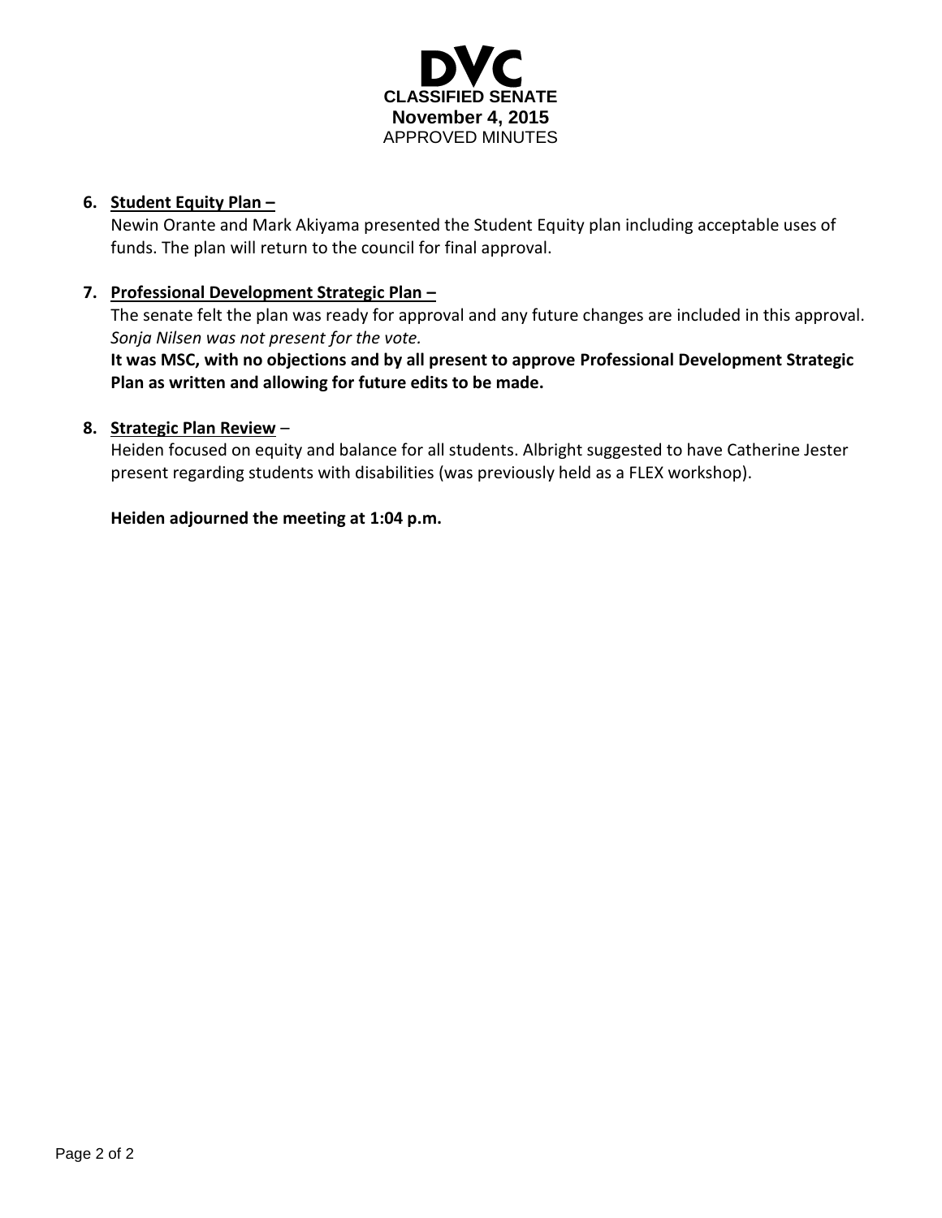**DVC**
**CLASSIFIED SENATE**
**November 4, 2015**
APPROVED MINUTES

6. **Student Equity Plan –**
   Newin Orante and Mark Akiyama presented the Student Equity plan including acceptable uses of funds. The plan will return to the council for final approval.

7. **Professional Development Strategic Plan –**
   The senate felt the plan was ready for approval and any future changes are included in this approval. *Sonja Nilsen was not present for the vote.*
   **It was MSC, with no objections and by all present to approve Professional Development Strategic Plan as written and allowing for future edits to be made.**

8. **Strategic Plan Review** –
   Heiden focused on equity and balance for all students. Albright suggested to have Catherine Jester present regarding students with disabilities (was previously held as a FLEX workshop).

   **Heiden adjourned the meeting at 1:04 p.m.**